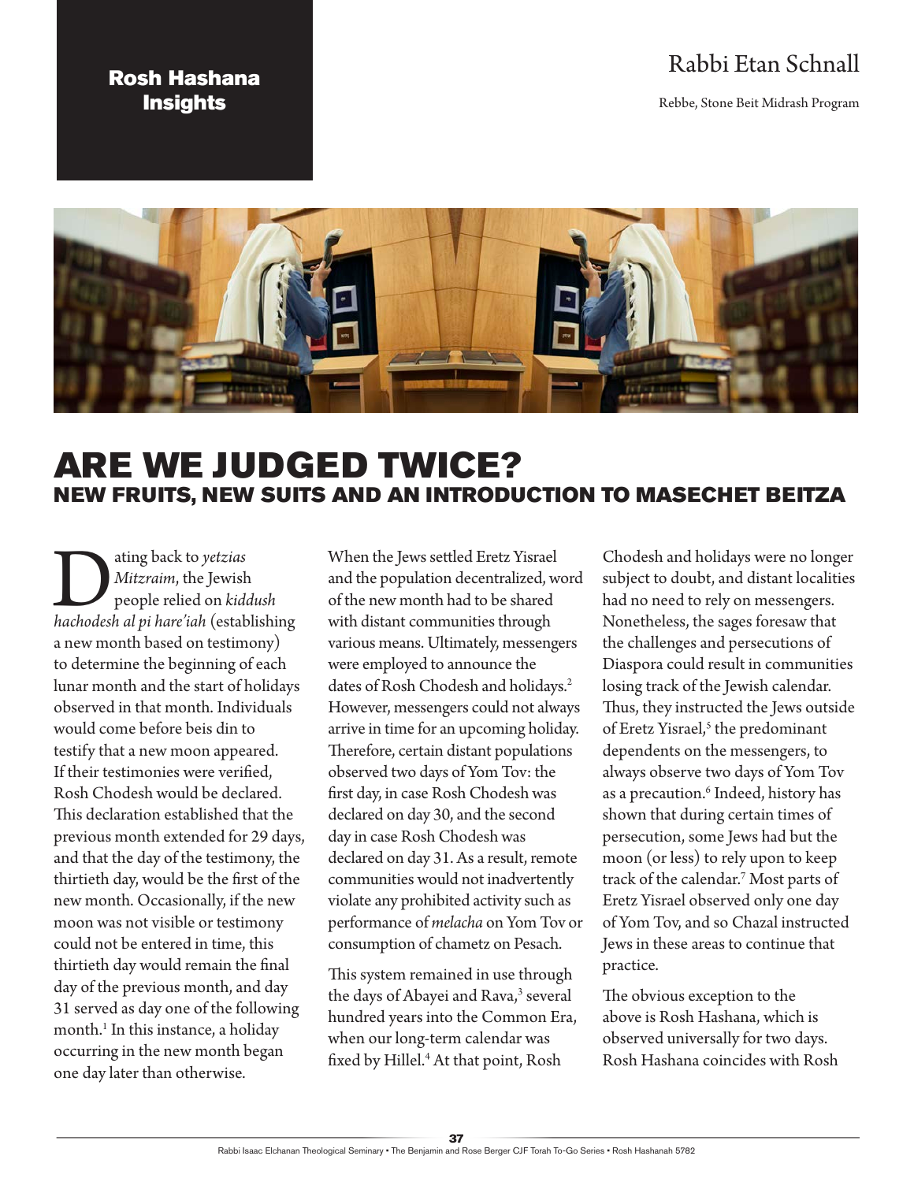Rosh Hashana Insights

Rabbi Etan Schnall

Rebbe, Stone Beit Midrash Program

# ARE WE JUDGED TWICE?

## NEW FRUITS, NEW SUITS AND AN INTRODUCTION TO MASECHET BEITZA

Dating back to *yetzias Mitzraim*, the Jewish people relied on *kiddush hachodesh al pi hare'iah* (establishing a new month based on testimony) to determine the beginning of each lunar month and the start of holidays observed in that month. Individuals would come before beis din to testify that a new moon appeared. If their testimonies were verified, Rosh Chodesh would be declared. This declaration established that the previous month extended for 29 days, and that the day of the testimony, the thirtieth day, would be the first of the new month. Occasionally, if the new moon was not visible or testimony could not be entered in time, this thirtieth day would remain the final day of the previous month, and day 31 served as day one of the following month.[1] In this instance, a holiday occurring in the new month began one day later than otherwise.

When the Jews settled Eretz Yisrael and the population decentralized, word of the new month had to be shared with distant communities through various means. Ultimately, messengers were employed to announce the dates of Rosh Chodesh and holidays.[2] However, messengers could not always arrive in time for an upcoming holiday. Therefore, certain distant populations observed two days of Yom Tov: the first day, in case Rosh Chodesh was declared on day 30, and the second day in case Rosh Chodesh was declared on day 31. As a result, remote communities would not inadvertently violate any prohibited activity such as performance of *melacha* on Yom Tov or consumption of chametz on Pesach.

This system remained in use through the days of Abayei and Rava,[3] several hundred years into the Common Era, when our long-term calendar was fixed by Hillel.[4] At that point, Rosh Chodesh and holidays were no longer subject to doubt, and distant localities had no need to rely on messengers. Nonetheless, the sages foresaw that the challenges and persecutions of Diaspora could result in communities losing track of the Jewish calendar. Thus, they instructed the Jews outside of Eretz Yisrael,[5] the predominant dependents on the messengers, to always observe two days of Yom Tov as a precaution.[6] Indeed, history has shown that during certain times of persecution, some Jews had but the moon (or less) to rely upon to keep track of the calendar.[7] Most parts of Eretz Yisrael observed only one day of Yom Tov, and so Chazal instructed Jews in these areas to continue that practice.

The obvious exception to the above is Rosh Hashana, which is observed universally for two days. Rosh Hashana coincides with Rosh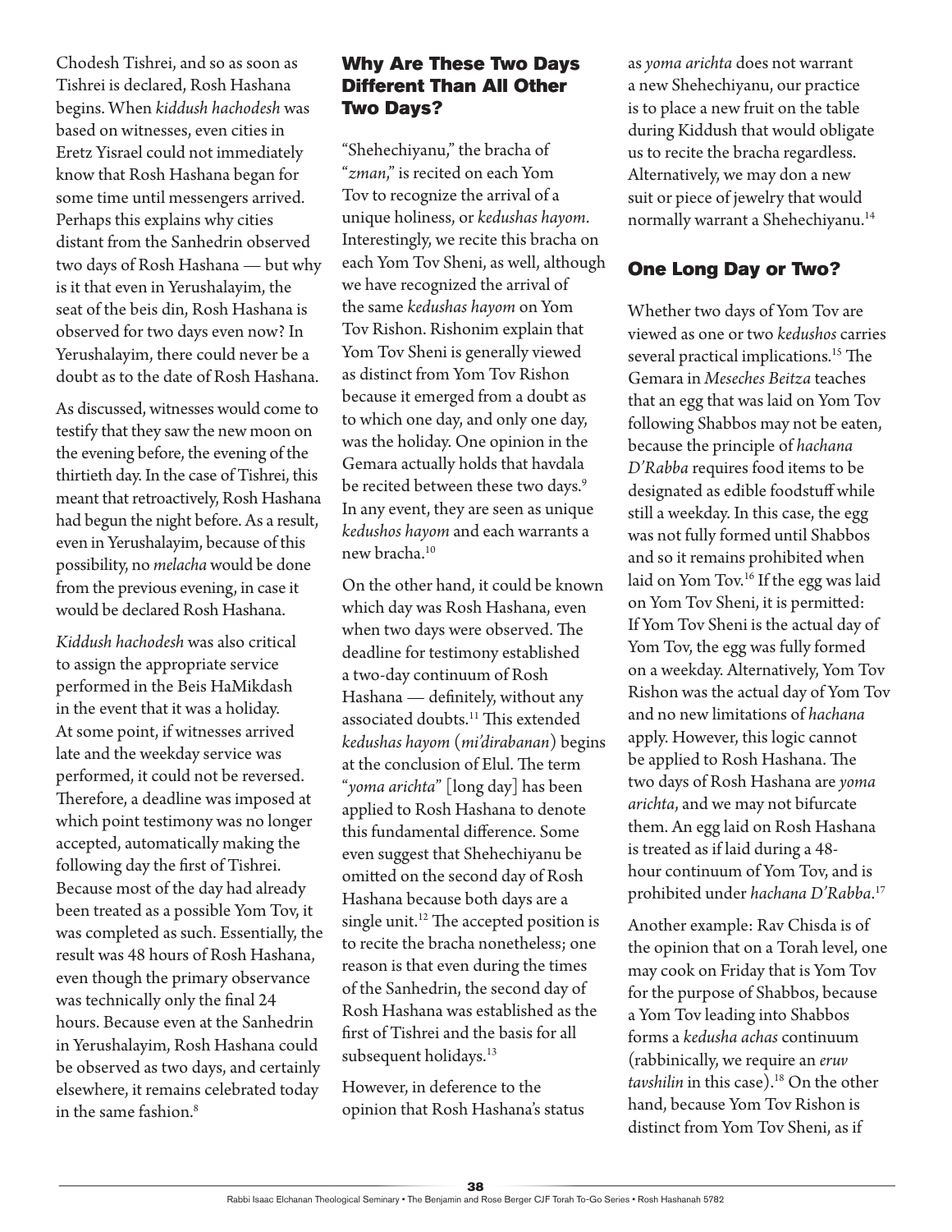Chodesh Tishrei, and so as soon as Tishrei is declared, Rosh Hashana begins. When *kiddush hachodesh* was based on witnesses, even cities in Eretz Yisrael could not immediately know that Rosh Hashana began for some time until messengers arrived. Perhaps this explains why cities distant from the Sanhedrin observed two days of Rosh Hashana — but why is it that even in Yerushalayim, the seat of the beis din, Rosh Hashana is observed for two days even now? In Yerushalayim, there could never be a doubt as to the date of Rosh Hashana.

As discussed, witnesses would come to testify that they saw the new moon on the evening before, the evening of the thirtieth day. In the case of Tishrei, this meant that retroactively, Rosh Hashana had begun the night before. As a result, even in Yerushalayim, because of this possibility, no *melacha* would be done from the previous evening, in case it would be declared Rosh Hashana.

*Kiddush hachodesh* was also critical to assign the appropriate service performed in the Beis HaMikdash in the event that it was a holiday. At some point, if witnesses arrived late and the weekday service was performed, it could not be reversed. Therefore, a deadline was imposed at which point testimony was no longer accepted, automatically making the following day the first of Tishrei. Because most of the day had already been treated as a possible Yom Tov, it was completed as such. Essentially, the result was 48 hours of Rosh Hashana, even though the primary observance was technically only the final 24 hours. Because even at the Sanhedrin in Yerushalayim, Rosh Hashana could be observed as two days, and certainly elsewhere, it remains celebrated today in the same fashion.[8]

## Why Are These Two Days Different Than All Other Two Days?

"Shehechiyanu," the bracha of "*zman*," is recited on each Yom Tov to recognize the arrival of a unique holiness, or *kedushas hayom*. Interestingly, we recite this bracha on each Yom Tov Sheni, as well, although we have recognized the arrival of the same *kedushas hayom* on Yom Tov Rishon. Rishonim explain that Yom Tov Sheni is generally viewed as distinct from Yom Tov Rishon because it emerged from a doubt as to which one day, and only one day, was the holiday. One opinion in the Gemara actually holds that havdala be recited between these two days.[9] In any event, they are seen as unique *kedushos hayom* and each warrants a new bracha.[10]

On the other hand, it could be known which day was Rosh Hashana, even when two days were observed. The deadline for testimony established a two-day continuum of Rosh Hashana — definitely, without any associated doubts.[11] This extended *kedushas hayom* (*mi'dirabanan*) begins at the conclusion of Elul. The term "*yoma arichta*" [long day] has been applied to Rosh Hashana to denote this fundamental difference. Some even suggest that Shehechiyanu be omitted on the second day of Rosh Hashana because both days are a single unit.[12] The accepted position is to recite the bracha nonetheless; one reason is that even during the times of the Sanhedrin, the second day of Rosh Hashana was established as the first of Tishrei and the basis for all subsequent holidays.[13]

However, in deference to the opinion that Rosh Hashana's status as *yoma arichta* does not warrant a new Shehechiyanu, our practice is to place a new fruit on the table during Kiddush that would obligate us to recite the bracha regardless. Alternatively, we may don a new suit or piece of jewelry that would normally warrant a Shehechiyanu.[14]

## One Long Day or Two?

Whether two days of Yom Tov are viewed as one or two *kedushos* carries several practical implications.[15] The Gemara in *Meseches Beitza* teaches that an egg that was laid on Yom Tov following Shabbos may not be eaten, because the principle of *hachana D'Rabba* requires food items to be designated as edible foodstuff while still a weekday. In this case, the egg was not fully formed until Shabbos and so it remains prohibited when laid on Yom Tov.[16] If the egg was laid on Yom Tov Sheni, it is permitted: If Yom Tov Sheni is the actual day of Yom Tov, the egg was fully formed on a weekday. Alternatively, Yom Tov Rishon was the actual day of Yom Tov and no new limitations of *hachana* apply. However, this logic cannot be applied to Rosh Hashana. The two days of Rosh Hashana are *yoma arichta*, and we may not bifurcate them. An egg laid on Rosh Hashana is treated as if laid during a 48-hour continuum of Yom Tov, and is prohibited under *hachana D'Rabba*.[17]

Another example: Rav Chisda is of the opinion that on a Torah level, one may cook on Friday that is Yom Tov for the purpose of Shabbos, because a Yom Tov leading into Shabbos forms a *kedusha achas* continuum (rabbinically, we require an *eruv tavshilin* in this case).[18] On the other hand, because Yom Tov Rishon is distinct from Yom Tov Sheni, as if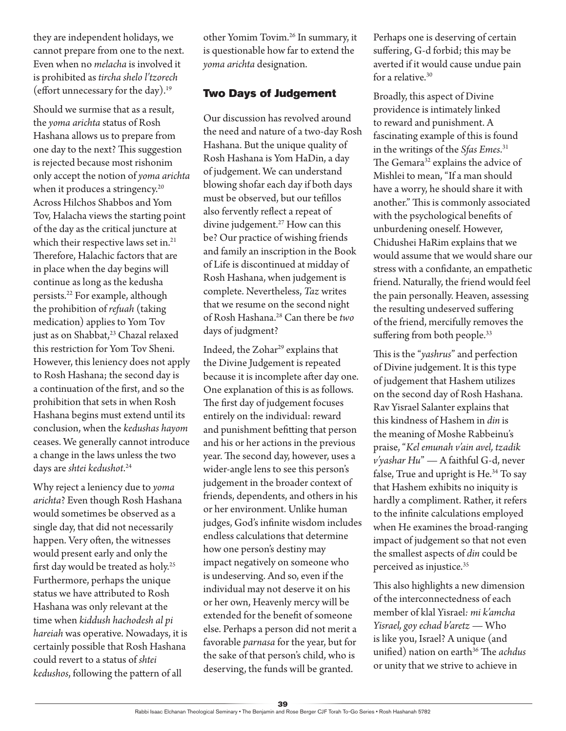they are independent holidays, we cannot prepare from one to the next. Even when no *melacha* is involved it is prohibited as *tircha shelo l'tzorech* (effort unnecessary for the day).[19]

Should we surmise that as a result, the *yoma arichta* status of Rosh Hashana allows us to prepare from one day to the next? This suggestion is rejected because most rishonim only accept the notion of *yoma arichta* when it produces a stringency.[20] Across Hilchos Shabbos and Yom Tov, Halacha views the starting point of the day as the critical juncture at which their respective laws set in.[21] Therefore, Halachic factors that are in place when the day begins will continue as long as the kedusha persists.[22] For example, although the prohibition of *refuah* (taking medication) applies to Yom Tov just as on Shabbat,[23] Chazal relaxed this restriction for Yom Tov Sheni. However, this leniency does not apply to Rosh Hashana; the second day is a continuation of the first, and so the prohibition that sets in when Rosh Hashana begins must extend until its conclusion, when the *kedushas hayom* ceases. We generally cannot introduce a change in the laws unless the two days are *shtei kedushot*.[24]

Why reject a leniency due to *yoma arichta*? Even though Rosh Hashana would sometimes be observed as a single day, that did not necessarily happen. Very often, the witnesses would present early and only the first day would be treated as holy.[25] Furthermore, perhaps the unique status we have attributed to Rosh Hashana was only relevant at the time when *kiddush hachodesh al pi hareiah* was operative. Nowadays, it is certainly possible that Rosh Hashana could revert to a status of *shtei kedushos*, following the pattern of all other Yomim Tovim.[26] In summary, it is questionable how far to extend the *yoma arichta* designation.

## Two Days of Judgement

Our discussion has revolved around the need and nature of a two-day Rosh Hashana. But the unique quality of Rosh Hashana is Yom HaDin, a day of judgement. We can understand blowing shofar each day if both days must be observed, but our tefillos also fervently reflect a repeat of divine judgement.[27] How can this be? Our practice of wishing friends and family an inscription in the Book of Life is discontinued at midday of Rosh Hashana, when judgement is complete. Nevertheless, *Taz* writes that we resume on the second night of Rosh Hashana.[28] Can there be *two* days of judgment?

Indeed, the Zohar[29] explains that the Divine Judgement is repeated because it is incomplete after day one. One explanation of this is as follows. The first day of judgement focuses entirely on the individual: reward and punishment befitting that person and his or her actions in the previous year. The second day, however, uses a wider-angle lens to see this person's judgement in the broader context of friends, dependents, and others in his or her environment. Unlike human judges, God's infinite wisdom includes endless calculations that determine how one person's destiny may impact negatively on someone who is undeserving. And so, even if the individual may not deserve it on his or her own, Heavenly mercy will be extended for the benefit of someone else. Perhaps a person did not merit a favorable *parnasa* for the year, but for the sake of that person's child, who is deserving, the funds will be granted. Perhaps one is deserving of certain suffering, G-d forbid; this may be averted if it would cause undue pain for a relative.[30]

Broadly, this aspect of Divine providence is intimately linked to reward and punishment. A fascinating example of this is found in the writings of the *Sfas Emes*.[31] The Gemara[32] explains the advice of Mishlei to mean, "If a man should have a worry, he should share it with another." This is commonly associated with the psychological benefits of unburdening oneself. However, Chidushei HaRim explains that we would assume that we would share our stress with a confidante, an empathetic friend. Naturally, the friend would feel the pain personally. Heaven, assessing the resulting undeserved suffering of the friend, mercifully removes the suffering from both people.[33]

This is the "*yashrus*" and perfection of Divine judgement. It is this type of judgement that Hashem utilizes on the second day of Rosh Hashana. Rav Yisrael Salanter explains that this kindness of Hashem in *din* is the meaning of Moshe Rabbeinu's praise, "*Kel emunah v'ain avel, tzadik v'yashar Hu*" — A faithful G-d, never false, True and upright is He.[34] To say that Hashem exhibits no iniquity is hardly a compliment. Rather, it refers to the infinite calculations employed when He examines the broad-ranging impact of judgement so that not even the smallest aspects of *din* could be perceived as injustice.[35]

This also highlights a new dimension of the interconnectedness of each member of klal Yisrael*: mi k'amcha Yisrael, goy echad b'aretz* — Who is like you, Israel? A unique (and unified) nation on earth[36] The *achdus* or unity that we strive to achieve in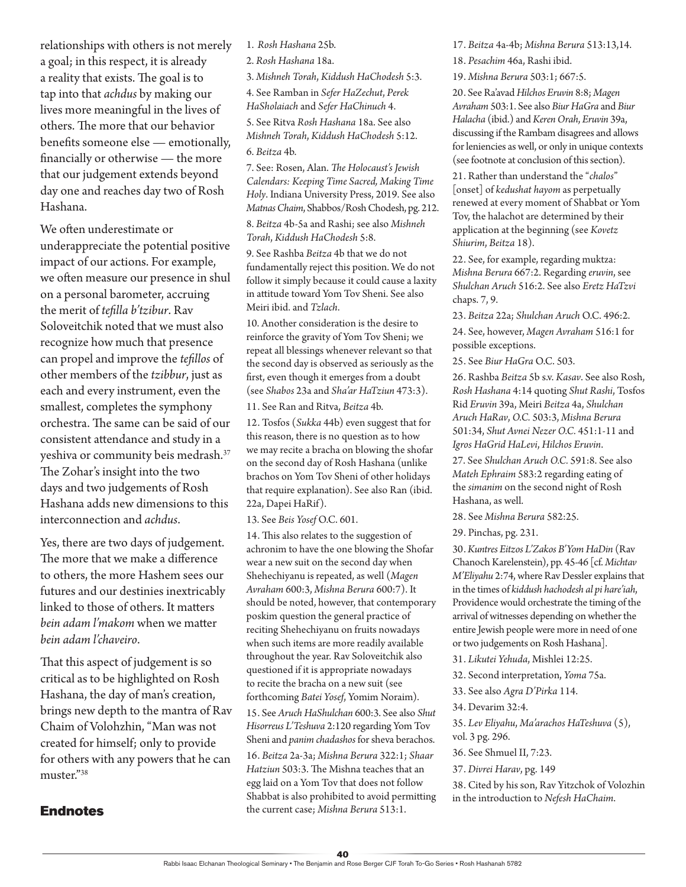relationships with others is not merely a goal; in this respect, it is already a reality that exists. The goal is to tap into that *achdus* by making our lives more meaningful in the lives of others. The more that our behavior benefits someone else — emotionally, financially or otherwise — the more that our judgement extends beyond day one and reaches day two of Rosh Hashana.

We often underestimate or underappreciate the potential positive impact of our actions. For example, we often measure our presence in shul on a personal barometer, accruing the merit of *tefilla b'tzibur*. Rav Soloveitchik noted that we must also recognize how much that presence can propel and improve the *tefillos* of other members of the *tzibbur*, just as each and every instrument, even the smallest, completes the symphony orchestra. The same can be said of our consistent attendance and study in a yeshiva or community beis medrash.[37] The Zohar's insight into the two days and two judgements of Rosh Hashana adds new dimensions to this interconnection and *achdus*.

Yes, there are two days of judgement. The more that we make a difference to others, the more Hashem sees our futures and our destinies inextricably linked to those of others. It matters *bein adam l'makom* when we matter *bein adam l'chaveiro*.

That this aspect of judgement is so critical as to be highlighted on Rosh Hashana, the day of man's creation, brings new depth to the mantra of Rav Chaim of Volohzhin, "Man was not created for himself; only to provide for others with any powers that he can muster."[38]

## Endnotes

1. *Rosh Hashana* 25b.

2. *Rosh Hashana* 18a.

3. *Mishneh Torah*, *Kiddush HaChodesh* 5:3.

4. See Ramban in *Sefer HaZechut*, *Perek HaSholaiach* and *Sefer HaChinuch* 4.

5. See Ritva *Rosh Hashana* 18a. See also *Mishneh Torah*, *Kiddush HaChodesh* 5:12.

6. *Beitza* 4b.

7. See: Rosen, Alan. *The Holocaust's Jewish Calendars: Keeping Time Sacred, Making Time Holy*. Indiana University Press, 2019. See also *Matnas Chaim*, Shabbos/Rosh Chodesh, pg. 212.

8. *Beitza* 4b-5a and Rashi; see also *Mishneh Torah*, *Kiddush HaChodesh* 5:8.

9. See Rashba *Beitza* 4b that we do not fundamentally reject this position. We do not follow it simply because it could cause a laxity in attitude toward Yom Tov Sheni. See also Meiri ibid. and *Tzlach*.

10. Another consideration is the desire to reinforce the gravity of Yom Tov Sheni; we repeat all blessings whenever relevant so that the second day is observed as seriously as the first, even though it emerges from a doubt (see *Shabos* 23a and *Sha'ar HaTziun* 473:3).

11. See Ran and Ritva, *Beitza* 4b.

12. Tosfos (*Sukka* 44b) even suggest that for this reason, there is no question as to how we may recite a bracha on blowing the shofar on the second day of Rosh Hashana (unlike brachos on Yom Tov Sheni of other holidays that require explanation). See also Ran (ibid. 22a, Dapei HaRif).

13. See *Beis Yosef* O.C. 601.

14. This also relates to the suggestion of achronim to have the one blowing the Shofar wear a new suit on the second day when Shehechiyanu is repeated, as well (*Magen Avraham* 600:3, *Mishna Berura* 600:7). It should be noted, however, that contemporary poskim question the general practice of reciting Shehechiyanu on fruits nowadays when such items are more readily available throughout the year. Rav Soloveitchik also questioned if it is appropriate nowadays to recite the bracha on a new suit (see forthcoming *Batei Yosef*, Yomim Noraim).

15. See *Aruch HaShulchan* 600:3. See also *Shut Hisorreus L'Teshuva* 2:120 regarding Yom Tov Sheni and *panim chadashos* for sheva berachos.

16. *Beitza* 2a-3a; *Mishna Berura* 322:1; *Shaar Hatziun* 503:3. The Mishna teaches that an egg laid on a Yom Tov that does not follow Shabbat is also prohibited to avoid permitting the current case; *Mishna Berura* 513:1.

17. *Beitza* 4a-4b; *Mishna Berura* 513:13,14.

18. *Pesachim* 46a, Rashi ibid.

19. *Mishna Berura* 503:1; 667:5.

20. See Ra'avad *Hilchos Eruvin* 8:8; *Magen Avraham* 503:1. See also *Biur HaGra* and *Biur Halacha* (ibid.) and *Keren Orah*, *Eruvin* 39a, discussing if the Rambam disagrees and allows for leniencies as well, or only in unique contexts (see footnote at conclusion of this section).

21. Rather than understand the "*chalos*" [onset] of *kedushat hayom* as perpetually renewed at every moment of Shabbat or Yom Tov, the halachot are determined by their application at the beginning (see *Kovetz Shiurim*, *Beitza* 18).

22. See, for example, regarding muktza: *Mishna Berura* 667:2. Regarding *eruvin*, see *Shulchan Aruch* 516:2. See also *Eretz HaTzvi* chaps. 7, 9.

23. *Beitza* 22a; *Shulchan Aruch* O.C. 496:2.

24. See, however, *Magen Avraham* 516:1 for possible exceptions.

25. See *Biur HaGra* O.C. 503.

26. Rashba *Beitza* 5b s.v. *Kasav*. See also Rosh, *Rosh Hashana* 4:14 quoting *Shut Rashi*, Tosfos Rid *Eruvin* 39a, Meiri *Beitza* 4a, *Shulchan Aruch HaRav*, *O.C.* 503:3, *Mishna Berura* 501:34, *Shut Avnei Nezer O.C.* 451:1-11 and *Igros HaGrid HaLevi*, *Hilchos Eruvin*.

27. See *Shulchan Aruch O.C.* 591:8. See also *Mateh Ephraim* 583:2 regarding eating of the *simanim* on the second night of Rosh Hashana, as well.

28. See *Mishna Berura* 582:25.

29. Pinchas, pg. 231.

30. *Kuntres Eitzos L'Zakos B'Yom HaDin* (Rav Chanoch Karelenstein), pp. 45-46 [cf. *Michtav M'Eliyahu* 2:74, where Rav Dessler explains that in the times of *kiddush hachodesh al pi hare'iah*, Providence would orchestrate the timing of the arrival of witnesses depending on whether the entire Jewish people were more in need of one or two judgements on Rosh Hashana].

31. *Likutei Yehuda*, Mishlei 12:25.

32. Second interpretation, *Yoma* 75a.

33. See also *Agra D'Pirka* 114.

34. Devarim 32:4.

35. *Lev Eliyahu*, *Ma'arachos HaTeshuva* (5), vol. 3 pg. 296.

36. See Shmuel II, 7:23.

37. *Divrei Harav*, pg. 149

38. Cited by his son, Rav Yitzchok of Volozhin in the introduction to *Nefesh HaChaim*.